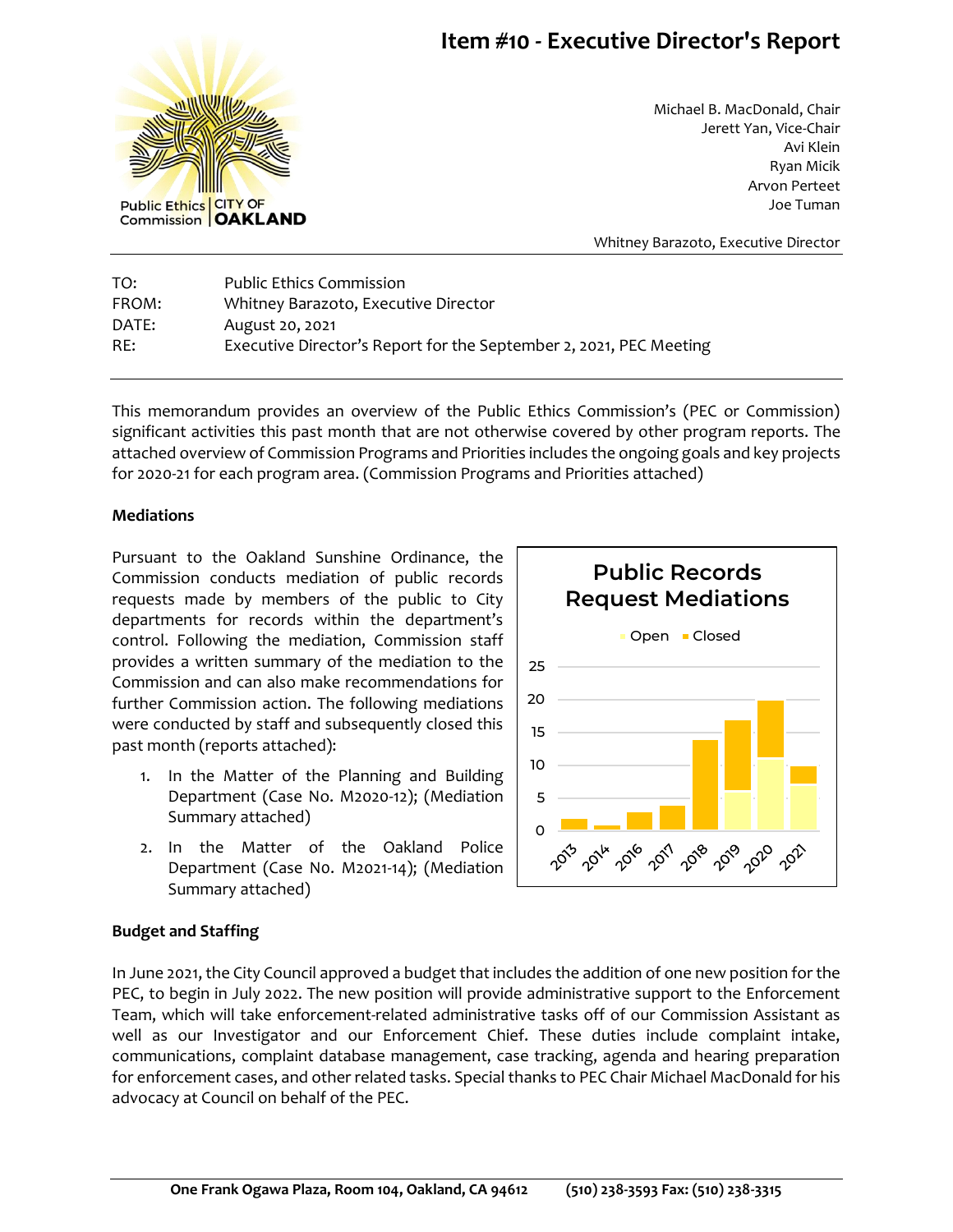# Item #10 - Executive Director's Report

Public Ethics Commission | CITY OF OAKLAND

Michael B. MacDonald, Chair
Jerett Yan, Vice-Chair
Avi Klein
Ryan Micik
Arvon Perteet
Joe Tuman

Whitney Barazoto, Executive Director

| | |
|---|---|
| TO: | Public Ethics Commission |
| FROM: | Whitney Barazoto, Executive Director |
| DATE: | August 20, 2021 |
| RE: | Executive Director's Report for the September 2, 2021, PEC Meeting |

This memorandum provides an overview of the Public Ethics Commission's (PEC or Commission) significant activities this past month that are not otherwise covered by other program reports. The attached overview of Commission Programs and Priorities includes the ongoing goals and key projects for 2020-21 for each program area. (Commission Programs and Priorities attached)

**Mediations**

Pursuant to the Oakland Sunshine Ordinance, the Commission conducts mediation of public records requests made by members of the public to City departments for records within the department's control. Following the mediation, Commission staff provides a written summary of the mediation to the Commission and can also make recommendations for further Commission action. The following mediations were conducted by staff and subsequently closed this past month (reports attached):

1. In the Matter of the Planning and Building Department (Case No. M2020-12); (Mediation Summary attached)
2. In the Matter of the Oakland Police Department (Case No. M2021-14); (Mediation Summary attached)

**Public Records Request Mediations**

Open ■ Closed ■

| Year | Open | Closed |
|---|---|---|
| 2013 | 0 | 2 |
| 2014 | 0 | 1 |
| 2016 | 0 | 3 |
| 2017 | 0 | 4 |
| 2018 | 0 | 14 |
| 2019 | 6 | 11 |
| 2020 | 11 | 9 |
| 2021 | 7 | 3 |

**Budget and Staffing**

In June 2021, the City Council approved a budget that includes the addition of one new position for the PEC, to begin in July 2022. The new position will provide administrative support to the Enforcement Team, which will take enforcement-related administrative tasks off of our Commission Assistant as well as our Investigator and our Enforcement Chief. These duties include complaint intake, communications, complaint database management, case tracking, agenda and hearing preparation for enforcement cases, and other related tasks. Special thanks to PEC Chair Michael MacDonald for his advocacy at Council on behalf of the PEC.

One Frank Ogawa Plaza, Room 104, Oakland, CA 94612 (510) 238-3593 Fax: (510) 238-3315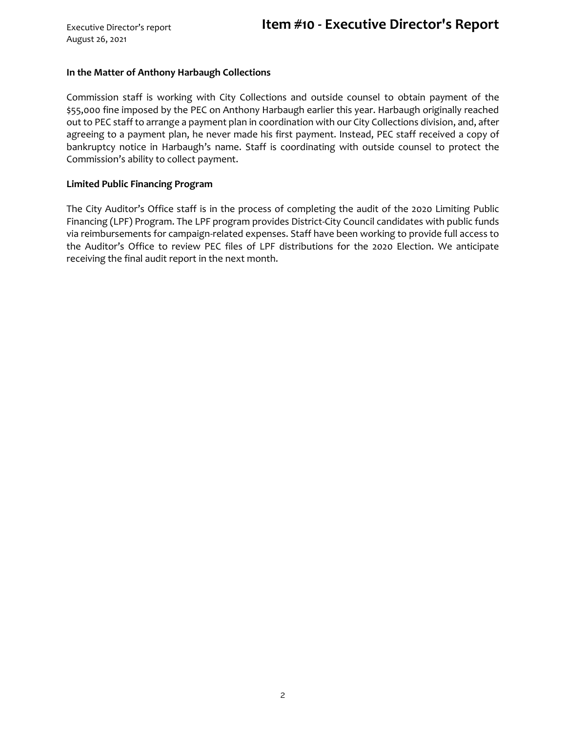**In the Matter of Anthony Harbaugh Collections**

Commission staff is working with City Collections and outside counsel to obtain payment of the $55,000 fine imposed by the PEC on Anthony Harbaugh earlier this year. Harbaugh originally reached out to PEC staff to arrange a payment plan in coordination with our City Collections division, and, after agreeing to a payment plan, he never made his first payment. Instead, PEC staff received a copy of bankruptcy notice in Harbaugh's name. Staff is coordinating with outside counsel to protect the Commission's ability to collect payment.

**Limited Public Financing Program**

The City Auditor's Office staff is in the process of completing the audit of the 2020 Limiting Public Financing (LPF) Program. The LPF program provides District-City Council candidates with public funds via reimbursements for campaign-related expenses. Staff have been working to provide full access to the Auditor's Office to review PEC files of LPF distributions for the 2020 Election. We anticipate receiving the final audit report in the next month.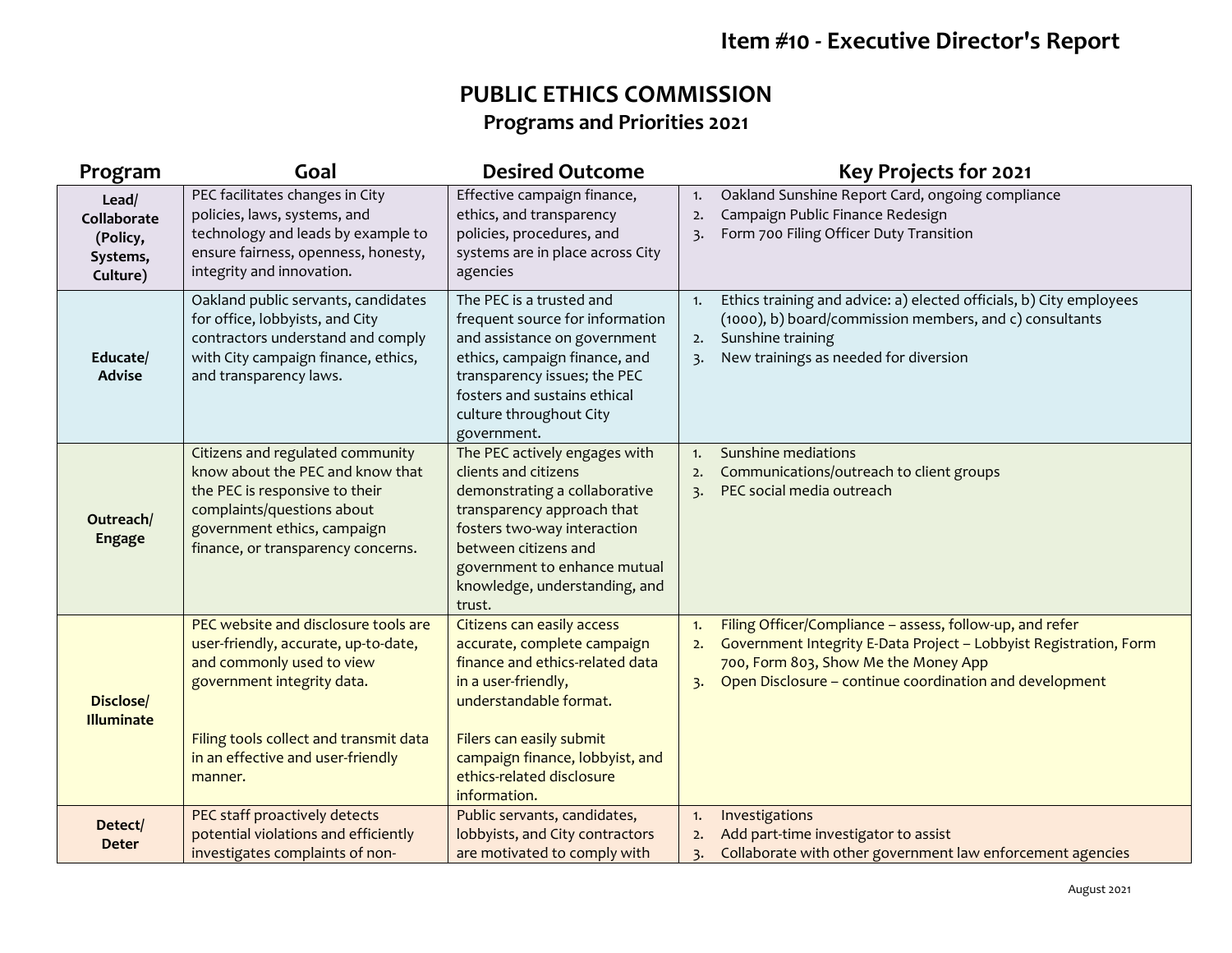# Item #10 - Executive Director's Report

## PUBLIC ETHICS COMMISSION

### Programs and Priorities 2021

| Program | Goal | Desired Outcome | Key Projects for 2021 |
|---|---|---|---|
| **Lead/ Collaborate (Policy, Systems, Culture)** | PEC facilitates changes in City policies, laws, systems, and technology and leads by example to ensure fairness, openness, honesty, integrity and innovation. | Effective campaign finance, ethics, and transparency policies, procedures, and systems are in place across City agencies | 1. Oakland Sunshine Report Card, ongoing compliance<br>2. Campaign Public Finance Redesign<br>3. Form 700 Filing Officer Duty Transition |
| **Educate/ Advise** | Oakland public servants, candidates for office, lobbyists, and City contractors understand and comply with City campaign finance, ethics, and transparency laws. | The PEC is a trusted and frequent source for information and assistance on government ethics, campaign finance, and transparency issues; the PEC fosters and sustains ethical culture throughout City government. | 1. Ethics training and advice: a) elected officials, b) City employees (1000), b) board/commission members, and c) consultants<br>2. Sunshine training<br>3. New trainings as needed for diversion |
| **Outreach/ Engage** | Citizens and regulated community know about the PEC and know that the PEC is responsive to their complaints/questions about government ethics, campaign finance, or transparency concerns. | The PEC actively engages with clients and citizens demonstrating a collaborative transparency approach that fosters two-way interaction between citizens and government to enhance mutual knowledge, understanding, and trust. | 1. Sunshine mediations<br>2. Communications/outreach to client groups<br>3. PEC social media outreach |
| **Disclose/ Illuminate** | PEC website and disclosure tools are user-friendly, accurate, up-to-date, and commonly used to view government integrity data.<br><br>Filing tools collect and transmit data in an effective and user-friendly manner. | Citizens can easily access accurate, complete campaign finance and ethics-related data in a user-friendly, understandable format.<br><br>Filers can easily submit campaign finance, lobbyist, and ethics-related disclosure information. | 1. Filing Officer/Compliance – assess, follow-up, and refer<br>2. Government Integrity E-Data Project – Lobbyist Registration, Form 700, Form 803, Show Me the Money App<br>3. Open Disclosure – continue coordination and development |
| **Detect/ Deter** | PEC staff proactively detects potential violations and efficiently investigates complaints of non- | Public servants, candidates, lobbyists, and City contractors are motivated to comply with | 1. Investigations<br>2. Add part-time investigator to assist<br>3. Collaborate with other government law enforcement agencies |

August 2021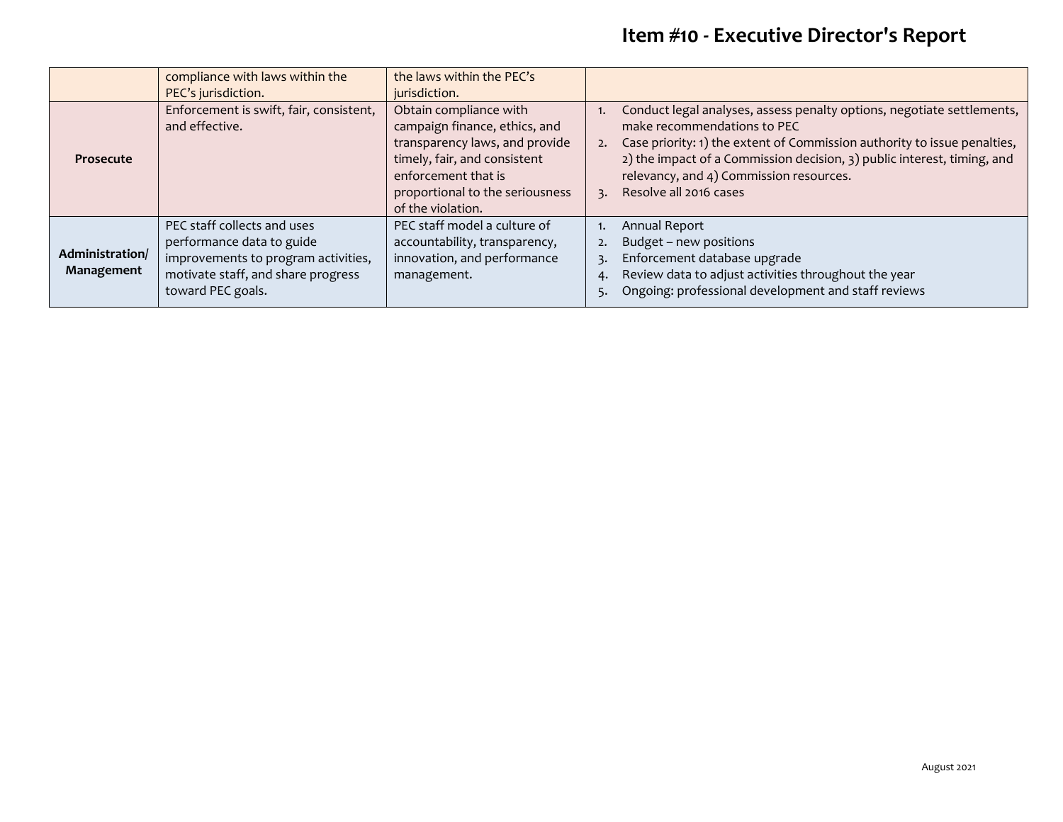| | | | |
|---|---|---|---|
| | compliance with laws within the PEC's jurisdiction. | the laws within the PEC's jurisdiction. | |
| **Prosecute** | Enforcement is swift, fair, consistent, and effective. | Obtain compliance with campaign finance, ethics, and transparency laws, and provide timely, fair, and consistent enforcement that is proportional to the seriousness of the violation. | 1. Conduct legal analyses, assess penalty options, negotiate settlements, make recommendations to PEC<br>2. Case priority: 1) the extent of Commission authority to issue penalties, 2) the impact of a Commission decision, 3) public interest, timing, and relevancy, and 4) Commission resources.<br>3. Resolve all 2016 cases |
| **Administration/ Management** | PEC staff collects and uses performance data to guide improvements to program activities, motivate staff, and share progress toward PEC goals. | PEC staff model a culture of accountability, transparency, innovation, and performance management. | 1. Annual Report<br>2. Budget – new positions<br>3. Enforcement database upgrade<br>4. Review data to adjust activities throughout the year<br>5. Ongoing: professional development and staff reviews |